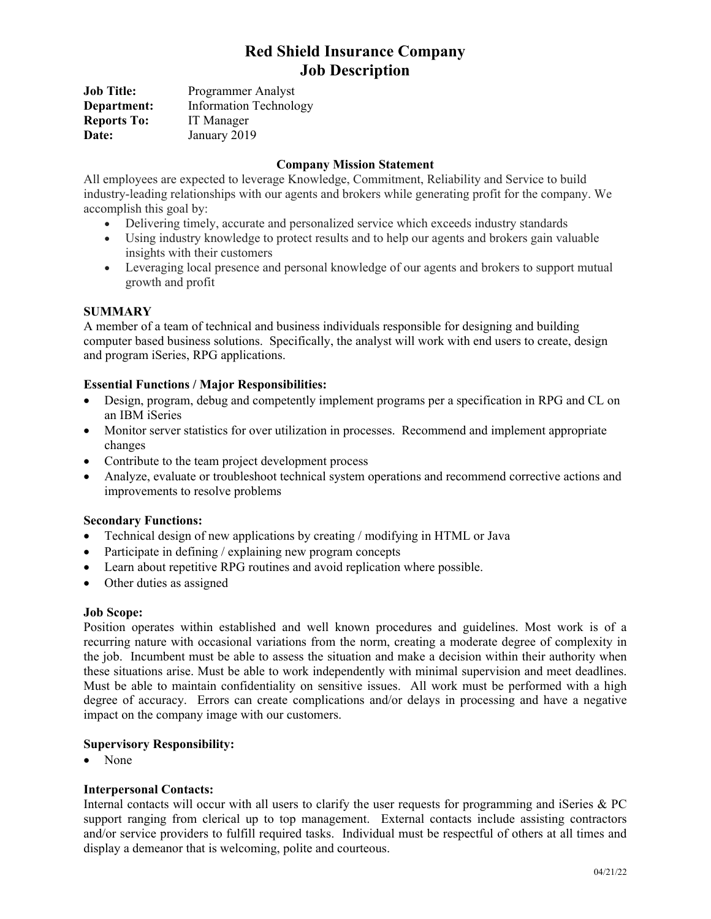# Red Shield Insurance Company
# Job Description

**Job Title:** Programmer Analyst
**Department:** Information Technology
**Reports To:** IT Manager
**Date:** January 2019

### Company Mission Statement

All employees are expected to leverage Knowledge, Commitment, Reliability and Service to build industry-leading relationships with our agents and brokers while generating profit for the company. We accomplish this goal by:

- Delivering timely, accurate and personalized service which exceeds industry standards
- Using industry knowledge to protect results and to help our agents and brokers gain valuable insights with their customers
- Leveraging local presence and personal knowledge of our agents and brokers to support mutual growth and profit

### SUMMARY

A member of a team of technical and business individuals responsible for designing and building computer based business solutions. Specifically, the analyst will work with end users to create, design and program iSeries, RPG applications.

### Essential Functions / Major Responsibilities:

- Design, program, debug and competently implement programs per a specification in RPG and CL on an IBM iSeries
- Monitor server statistics for over utilization in processes. Recommend and implement appropriate changes
- Contribute to the team project development process
- Analyze, evaluate or troubleshoot technical system operations and recommend corrective actions and improvements to resolve problems

### Secondary Functions:

- Technical design of new applications by creating / modifying in HTML or Java
- Participate in defining / explaining new program concepts
- Learn about repetitive RPG routines and avoid replication where possible.
- Other duties as assigned

### Job Scope:

Position operates within established and well known procedures and guidelines. Most work is of a recurring nature with occasional variations from the norm, creating a moderate degree of complexity in the job. Incumbent must be able to assess the situation and make a decision within their authority when these situations arise. Must be able to work independently with minimal supervision and meet deadlines. Must be able to maintain confidentiality on sensitive issues. All work must be performed with a high degree of accuracy. Errors can create complications and/or delays in processing and have a negative impact on the company image with our customers.

### Supervisory Responsibility:

- None

### Interpersonal Contacts:

Internal contacts will occur with all users to clarify the user requests for programming and iSeries & PC support ranging from clerical up to top management. External contacts include assisting contractors and/or service providers to fulfill required tasks. Individual must be respectful of others at all times and display a demeanor that is welcoming, polite and courteous.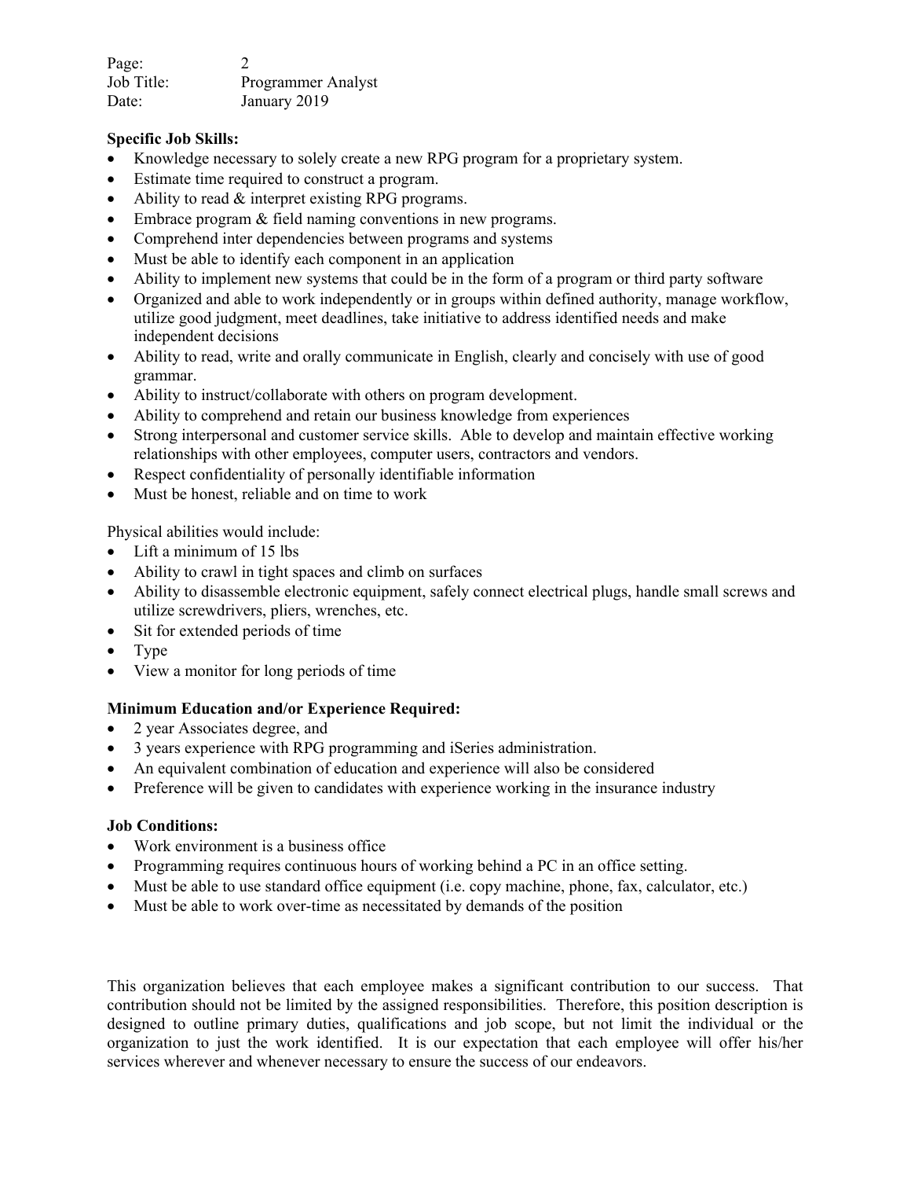Page: 2
Job Title: Programmer Analyst
Date: January 2019

**Specific Job Skills:**

- Knowledge necessary to solely create a new RPG program for a proprietary system.
- Estimate time required to construct a program.
- Ability to read & interpret existing RPG programs.
- Embrace program & field naming conventions in new programs.
- Comprehend inter dependencies between programs and systems
- Must be able to identify each component in an application
- Ability to implement new systems that could be in the form of a program or third party software
- Organized and able to work independently or in groups within defined authority, manage workflow, utilize good judgment, meet deadlines, take initiative to address identified needs and make independent decisions
- Ability to read, write and orally communicate in English, clearly and concisely with use of good grammar.
- Ability to instruct/collaborate with others on program development.
- Ability to comprehend and retain our business knowledge from experiences
- Strong interpersonal and customer service skills. Able to develop and maintain effective working relationships with other employees, computer users, contractors and vendors.
- Respect confidentiality of personally identifiable information
- Must be honest, reliable and on time to work

Physical abilities would include:

- Lift a minimum of 15 lbs
- Ability to crawl in tight spaces and climb on surfaces
- Ability to disassemble electronic equipment, safely connect electrical plugs, handle small screws and utilize screwdrivers, pliers, wrenches, etc.
- Sit for extended periods of time
- Type
- View a monitor for long periods of time

**Minimum Education and/or Experience Required:**

- 2 year Associates degree, and
- 3 years experience with RPG programming and iSeries administration.
- An equivalent combination of education and experience will also be considered
- Preference will be given to candidates with experience working in the insurance industry

**Job Conditions:**

- Work environment is a business office
- Programming requires continuous hours of working behind a PC in an office setting.
- Must be able to use standard office equipment (i.e. copy machine, phone, fax, calculator, etc.)
- Must be able to work over-time as necessitated by demands of the position

This organization believes that each employee makes a significant contribution to our success. That contribution should not be limited by the assigned responsibilities. Therefore, this position description is designed to outline primary duties, qualifications and job scope, but not limit the individual or the organization to just the work identified. It is our expectation that each employee will offer his/her services wherever and whenever necessary to ensure the success of our endeavors.